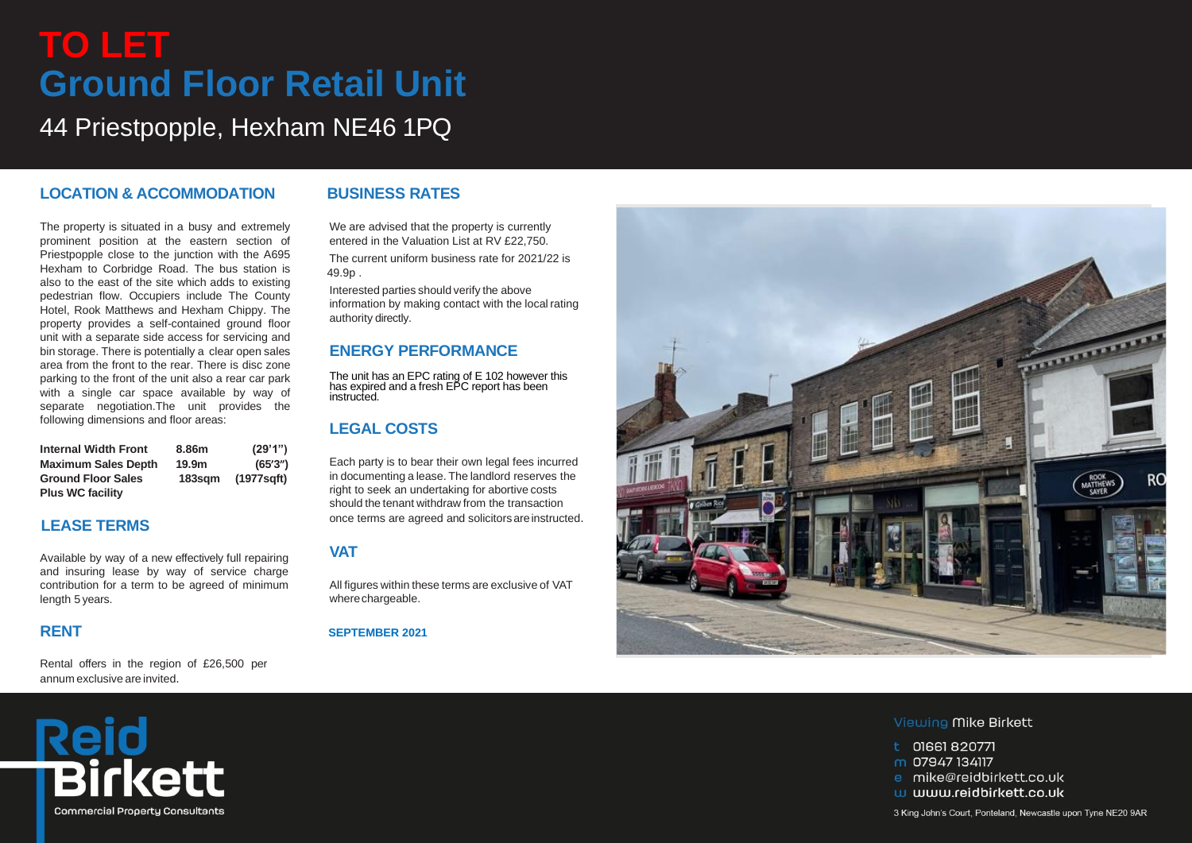# TO LET
# Ground Floor Retail Unit

## 44 Priestpopple, Hexham NE46 1PQ

### LOCATION & ACCOMMODATION

The property is situated in a busy and extremely prominent position at the eastern section of Priestpopple close to the junction with the A695 Hexham to Corbridge Road. The bus station is also to the east of the site which adds to existing pedestrian flow. Occupiers include The County Hotel, Rook Matthews and Hexham Chippy. The property provides a self-contained ground floor unit with a separate side access for servicing and bin storage. There is potentially a clear open sales area from the front to the rear. There is disc zone parking to the front of the unit also a rear car park with a single car space available by way of separate negotiation.The unit provides the following dimensions and floor areas:

| | | |
|---|---|---|
| **Internal Width Front** | **8.86m** | **(29'1")** |
| **Maximum Sales Depth** | **19.9m** | **(65'3")** |
| **Ground Floor Sales** | **183sqm** | **(1977sqft)** |
| **Plus WC facility** | | |

### LEASE TERMS

Available by way of a new effectively full repairing and insuring lease by way of service charge contribution for a term to be agreed of minimum length 5 years.

### RENT

Rental offers in the region of £26,500 per annum exclusive are invited.

### BUSINESS RATES

We are advised that the property is currently entered in the Valuation List at RV £22,750.

The current uniform business rate for 2021/22 is 49.9p .

Interested parties should verify the above information by making contact with the local rating authority directly.

### ENERGY PERFORMANCE

The unit has an EPC rating of E 102 however this has expired and a fresh EPC report has been instructed.

### LEGAL COSTS

Each party is to bear their own legal fees incurred in documenting a lease. The landlord reserves the right to seek an undertaking for abortive costs should the tenant withdraw from the transaction once terms are agreed and solicitors are instructed.

### VAT

All figures within these terms are exclusive of VAT where chargeable.

**SEPTEMBER 2021**

Reid Birkett
Commercial Property Consultants

Viewing Mike Birkett

t 01661 820771
m 07947 134117
e mike@reidbirkett.co.uk
w www.reidbirkett.co.uk

3 King John's Court, Ponteland, Newcastle upon Tyne NE20 9AR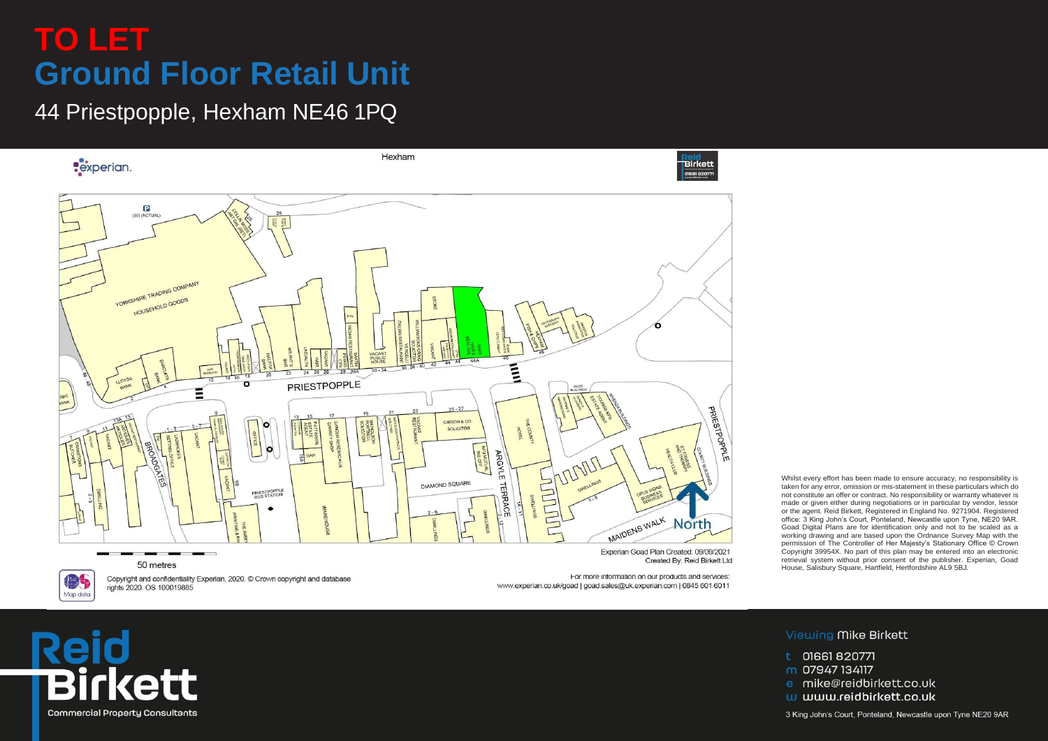# TO LET

# Ground Floor Retail Unit

44 Priestpopple, Hexham NE46 1PQ

Hexham

50 metres

Experian Goad Plan Created: 09/09/2021
Created By: Reid Birkett Ltd

Copyright and confidentiality Experian, 2020. © Crown copyright and database rights 2020. OS 100019885

For more information on our products and services:
www.experian.co.uk/goad | goad.sales@uk.experian.com | 0845 601 6011

Whilst every effort has been made to ensure accuracy, no responsibility is taken for any error, omission or mis-statement in these particulars which do not constitute an offer or contract. No responsibility or warranty whatever is made or given either during negotiations or in particular by vendor, lessor or the agent. Reid Birkett, Registered in England No. 9271904. Registered office: 3 King John's Court, Ponteland, Newcastle upon Tyne, NE20 9AR. Goad Digital Plans are for identification only and not to be scaled as a working drawing and are based upon the Ordnance Survey Map with the permission of The Controller of Her Majesty's Stationary Office © Crown Copyright 39954X. No part of this plan may be entered into an electronic retrieval system without prior consent of the publisher. Experian, Goad House, Salisbury Square, Hartfield, Hertfordshire AL9 5BJ.

Reid Birkett
Commercial Property Consultants

Viewing Mike Birkett

t 01661 820771
m 07947 134117
e mike@reidbirkett.co.uk
w www.reidbirkett.co.uk

3 King John's Court, Ponteland, Newcastle upon Tyne NE20 9AR